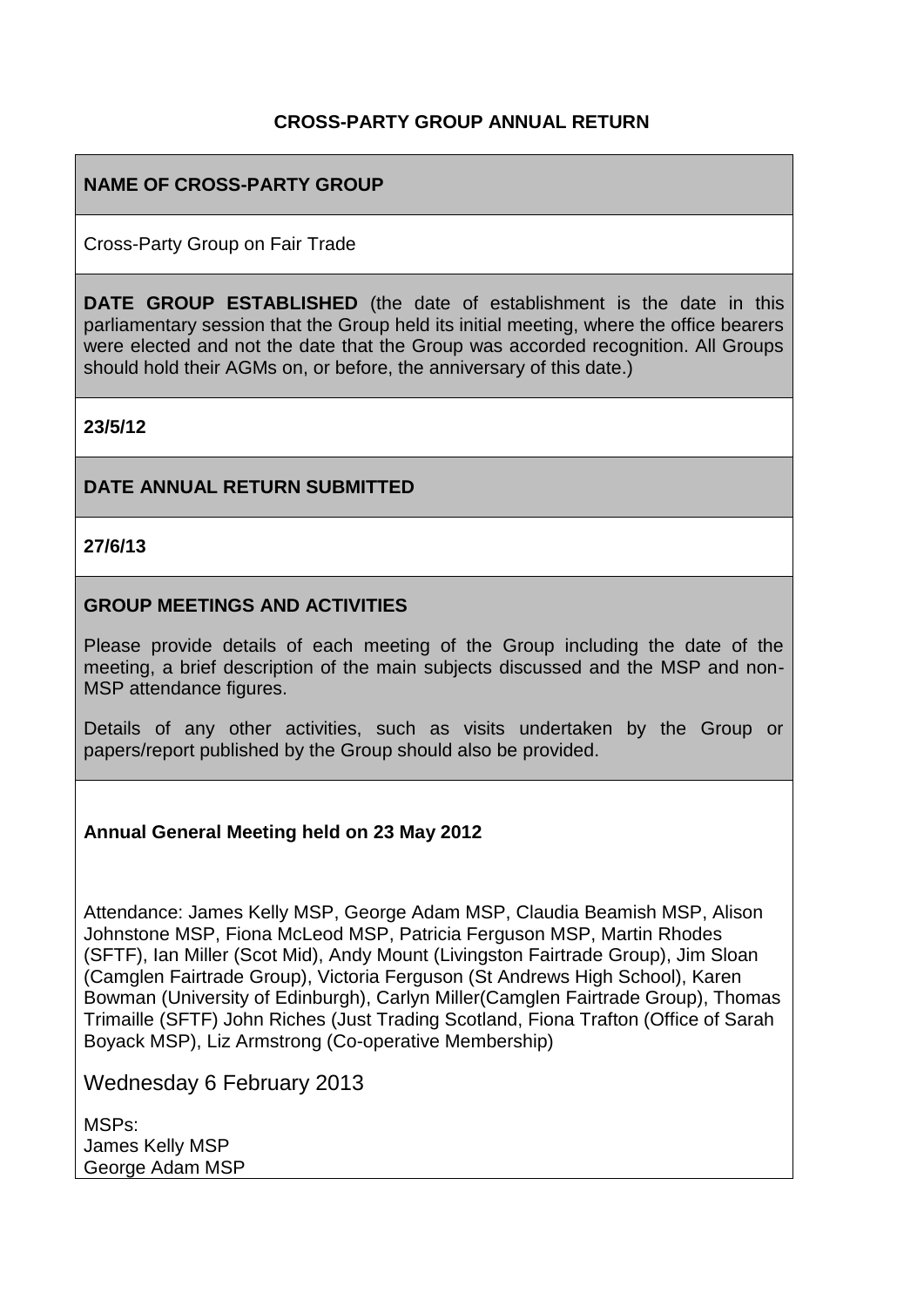**CROSS-PARTY GROUP ANNUAL RETURN**

**NAME OF CROSS-PARTY GROUP**

Cross-Party Group on Fair Trade

**DATE GROUP ESTABLISHED** (the date of establishment is the date in this parliamentary session that the Group held its initial meeting, where the office bearers were elected and not the date that the Group was accorded recognition. All Groups should hold their AGMs on, or before, the anniversary of this date.)

**23/5/12**

**DATE ANNUAL RETURN SUBMITTED**

**27/6/13**

**GROUP MEETINGS AND ACTIVITIES**

Please provide details of each meeting of the Group including the date of the meeting, a brief description of the main subjects discussed and the MSP and non-MSP attendance figures.

Details of any other activities, such as visits undertaken by the Group or papers/report published by the Group should also be provided.

**Annual General Meeting held on 23 May 2012**

Attendance: James Kelly MSP, George Adam MSP, Claudia Beamish MSP, Alison Johnstone MSP, Fiona McLeod MSP, Patricia Ferguson MSP, Martin Rhodes (SFTF), Ian Miller (Scot Mid), Andy Mount (Livingston Fairtrade Group), Jim Sloan (Camglen Fairtrade Group), Victoria Ferguson (St Andrews High School), Karen Bowman (University of Edinburgh), Carlyn Miller(Camglen Fairtrade Group), Thomas Trimaille (SFTF) John Riches (Just Trading Scotland, Fiona Trafton (Office of Sarah Boyack MSP), Liz Armstrong (Co-operative Membership)

Wednesday 6 February 2013

MSPs:
James Kelly MSP
George Adam MSP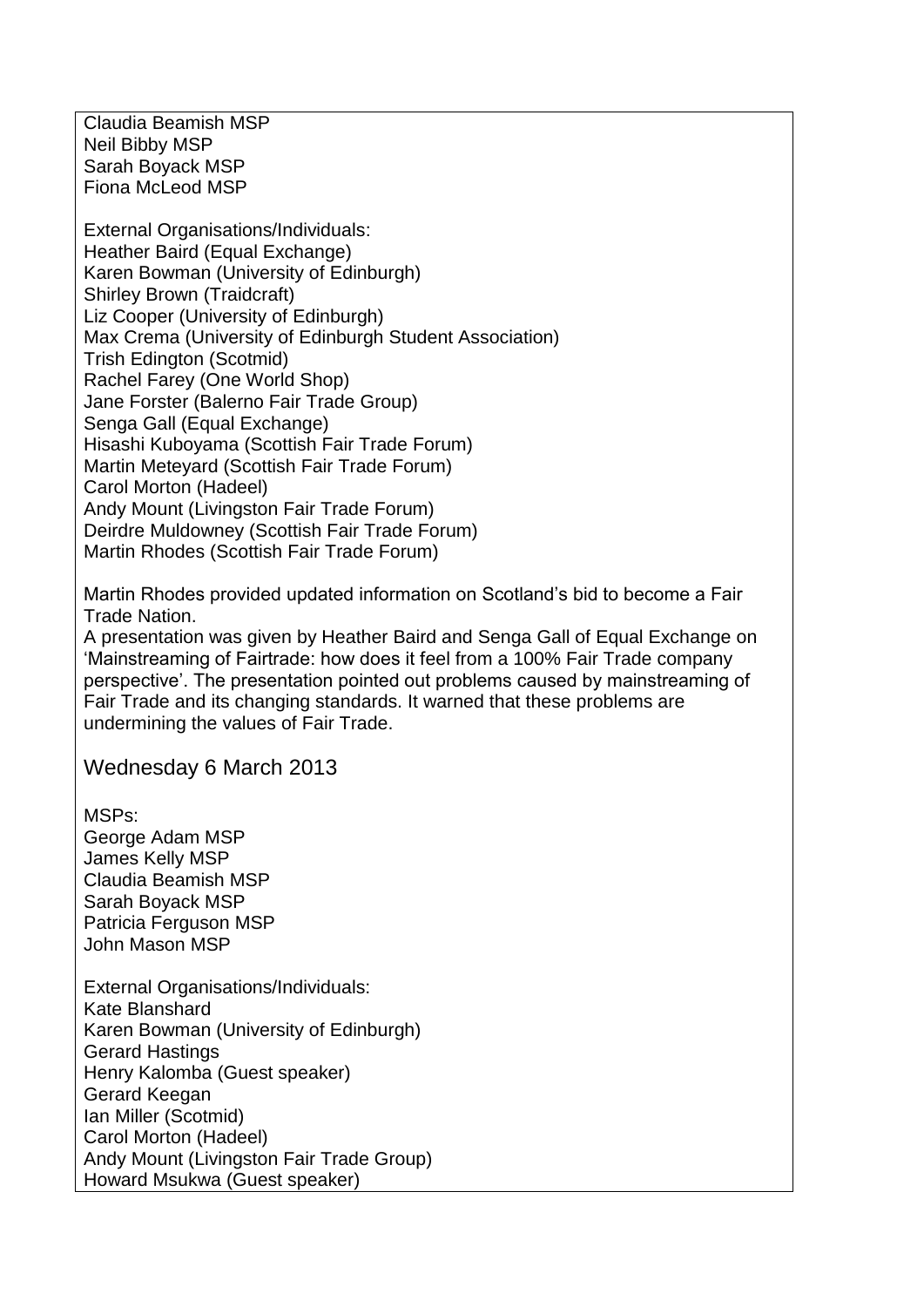Claudia Beamish MSP
Neil Bibby MSP
Sarah Boyack MSP
Fiona McLeod MSP

External Organisations/Individuals:
Heather Baird (Equal Exchange)
Karen Bowman (University of Edinburgh)
Shirley Brown (Traidcraft)
Liz Cooper (University of Edinburgh)
Max Crema (University of Edinburgh Student Association)
Trish Edington (Scotmid)
Rachel Farey (One World Shop)
Jane Forster (Balerno Fair Trade Group)
Senga Gall (Equal Exchange)
Hisashi Kuboyama (Scottish Fair Trade Forum)
Martin Meteyard (Scottish Fair Trade Forum)
Carol Morton (Hadeel)
Andy Mount (Livingston Fair Trade Forum)
Deirdre Muldowney (Scottish Fair Trade Forum)
Martin Rhodes (Scottish Fair Trade Forum)

Martin Rhodes provided updated information on Scotland's bid to become a Fair Trade Nation.
A presentation was given by Heather Baird and Senga Gall of Equal Exchange on 'Mainstreaming of Fairtrade: how does it feel from a 100% Fair Trade company perspective'. The presentation pointed out problems caused by mainstreaming of Fair Trade and its changing standards. It warned that these problems are undermining the values of Fair Trade.

## Wednesday 6 March 2013

MSPs:
George Adam MSP
James Kelly MSP
Claudia Beamish MSP
Sarah Boyack MSP
Patricia Ferguson MSP
John Mason MSP

External Organisations/Individuals:
Kate Blanshard
Karen Bowman (University of Edinburgh)
Gerard Hastings
Henry Kalomba (Guest speaker)
Gerard Keegan
Ian Miller (Scotmid)
Carol Morton (Hadeel)
Andy Mount (Livingston Fair Trade Group)
Howard Msukwa (Guest speaker)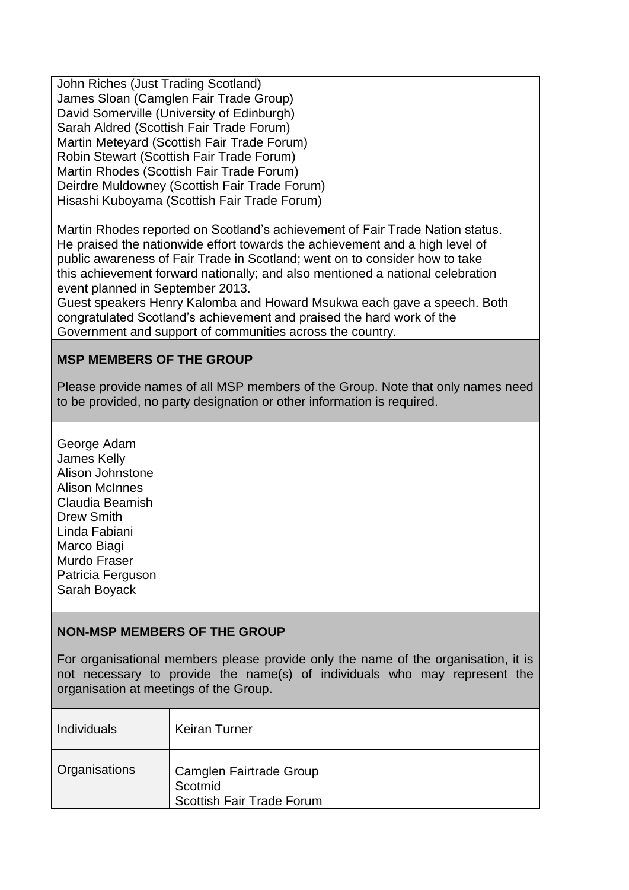John Riches (Just Trading Scotland)
James Sloan (Camglen Fair Trade Group)
David Somerville (University of Edinburgh)
Sarah Aldred (Scottish Fair Trade Forum)
Martin Meteyard (Scottish Fair Trade Forum)
Robin Stewart (Scottish Fair Trade Forum)
Martin Rhodes (Scottish Fair Trade Forum)
Deirdre Muldowney (Scottish Fair Trade Forum)
Hisashi Kuboyama (Scottish Fair Trade Forum)

Martin Rhodes reported on Scotland's achievement of Fair Trade Nation status. He praised the nationwide effort towards the achievement and a high level of public awareness of Fair Trade in Scotland; went on to consider how to take this achievement forward nationally; and also mentioned a national celebration event planned in September 2013.
Guest speakers Henry Kalomba and Howard Msukwa each gave a speech. Both congratulated Scotland's achievement and praised the hard work of the Government and support of communities across the country.

**MSP MEMBERS OF THE GROUP**

Please provide names of all MSP members of the Group. Note that only names need to be provided, no party designation or other information is required.

George Adam
James Kelly
Alison Johnstone
Alison McInnes
Claudia Beamish
Drew Smith
Linda Fabiani
Marco Biagi
Murdo Fraser
Patricia Ferguson
Sarah Boyack

**NON-MSP MEMBERS OF THE GROUP**

For organisational members please provide only the name of the organisation, it is not necessary to provide the name(s) of individuals who may represent the organisation at meetings of the Group.

| Individuals | Keiran Turner |
|---|---|
| Organisations | Camglen Fairtrade Group<br>Scotmid<br>Scottish Fair Trade Forum |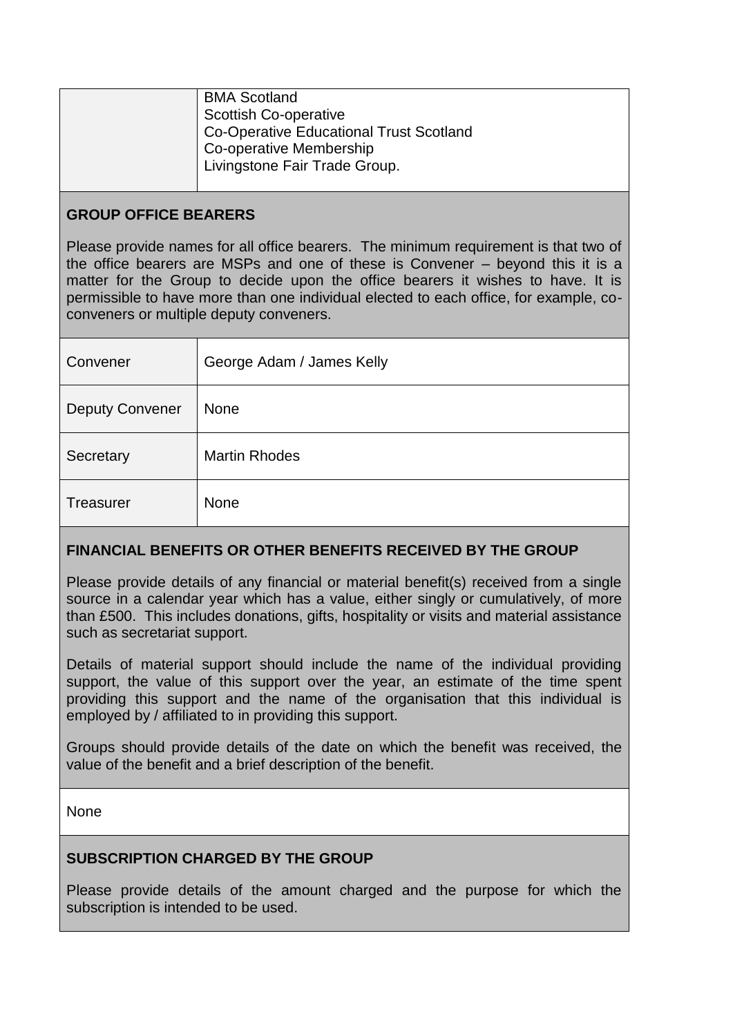| | |
|---|---|
| | BMA Scotland<br>Scottish Co-operative<br>Co-Operative Educational Trust Scotland<br>Co-operative Membership<br>Livingstone Fair Trade Group. |

## GROUP OFFICE BEARERS

Please provide names for all office bearers. The minimum requirement is that two of the office bearers are MSPs and one of these is Convener – beyond this it is a matter for the Group to decide upon the office bearers it wishes to have. It is permissible to have more than one individual elected to each office, for example, co-conveners or multiple deputy conveners.

| | |
|---|---|
| Convener | George Adam / James Kelly |
| Deputy Convener | None |
| Secretary | Martin Rhodes |
| Treasurer | None |

## FINANCIAL BENEFITS OR OTHER BENEFITS RECEIVED BY THE GROUP

Please provide details of any financial or material benefit(s) received from a single source in a calendar year which has a value, either singly or cumulatively, of more than £500. This includes donations, gifts, hospitality or visits and material assistance such as secretariat support.

Details of material support should include the name of the individual providing support, the value of this support over the year, an estimate of the time spent providing this support and the name of the organisation that this individual is employed by / affiliated to in providing this support.

Groups should provide details of the date on which the benefit was received, the value of the benefit and a brief description of the benefit.

None

## SUBSCRIPTION CHARGED BY THE GROUP

Please provide details of the amount charged and the purpose for which the subscription is intended to be used.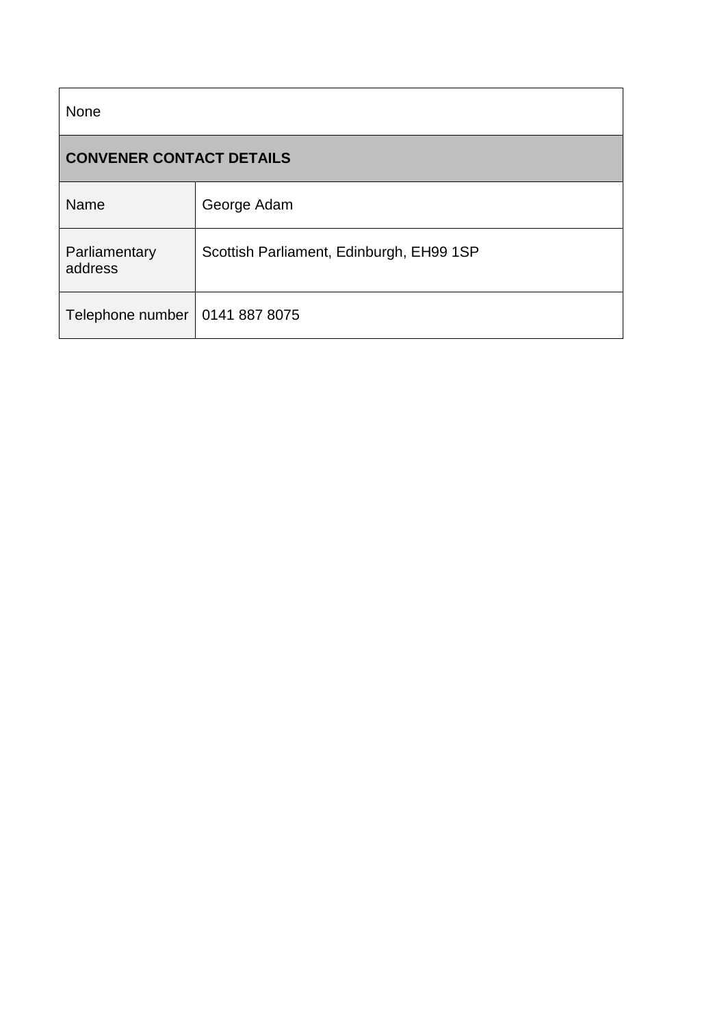| | |
|---|---|
| None | |
| **CONVENER CONTACT DETAILS** | |
| Name | George Adam |
| Parliamentary address | Scottish Parliament, Edinburgh, EH99 1SP |
| Telephone number | 0141 887 8075 |